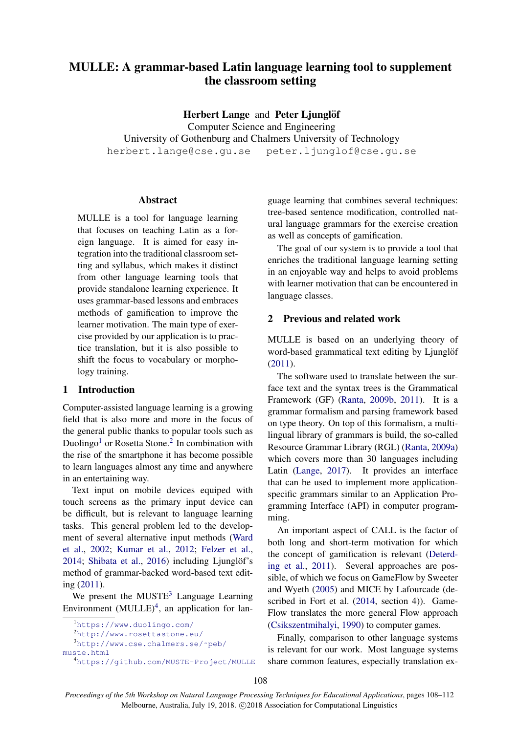# MULLE: A grammar-based Latin language learning tool to supplement the classroom setting

**Herbert Lange** and **Peter Ljunglöf**
Computer Science and Engineering
University of Gothenburg and Chalmers University of Technology
herbert.lange@cse.gu.se peter.ljunglof@cse.gu.se

## Abstract

MULLE is a tool for language learning that focuses on teaching Latin as a foreign language. It is aimed for easy integration into the traditional classroom setting and syllabus, which makes it distinct from other language learning tools that provide standalone learning experience. It uses grammar-based lessons and embraces methods of gamification to improve the learner motivation. The main type of exercise provided by our application is to practice translation, but it is also possible to shift the focus to vocabulary or morphology training.

## 1 Introduction

Computer-assisted language learning is a growing field that is also more and more in the focus of the general public thanks to popular tools such as Duolingo[1] or Rosetta Stone.[2] In combination with the rise of the smartphone it has become possible to learn languages almost any time and anywhere in an entertaining way.

Text input on mobile devices equiped with touch screens as the primary input device can be difficult, but is relevant to language learning tasks. This general problem led to the development of several alternative input methods (Ward et al., 2002; Kumar et al., 2012; Felzer et al., 2014; Shibata et al., 2016) including Ljunglöf's method of grammar-backed word-based text editing (2011).

We present the MUSTE[3] Language Learning Environment (MULLE)[4], an application for language learning that combines several techniques: tree-based sentence modification, controlled natural language grammars for the exercise creation as well as concepts of gamification.

The goal of our system is to provide a tool that enriches the traditional language learning setting in an enjoyable way and helps to avoid problems with learner motivation that can be encountered in language classes.

## 2 Previous and related work

MULLE is based on an underlying theory of word-based grammatical text editing by Ljunglöf (2011).

The software used to translate between the surface text and the syntax trees is the Grammatical Framework (GF) (Ranta, 2009b, 2011). It is a grammar formalism and parsing framework based on type theory. On top of this formalism, a multilingual library of grammars is build, the so-called Resource Grammar Library (RGL) (Ranta, 2009a) which covers more than 30 languages including Latin (Lange, 2017). It provides an interface that can be used to implement more application-specific grammars similar to an Application Programming Interface (API) in computer programming.

An important aspect of CALL is the factor of both long and short-term motivation for which the concept of gamification is relevant (Deterding et al., 2011). Several approaches are possible, of which we focus on GameFlow by Sweeter and Wyeth (2005) and MICE by Lafourcade (described in Fort et al. (2014, section 4)). GameFlow translates the more general Flow approach (Csikszentmihalyi, 1990) to computer games.

Finally, comparison to other language systems is relevant for our work. Most language systems share common features, especially translation ex-

[1] https://www.duolingo.com/
[2] http://www.rosettastone.eu/
[3] http://www.cse.chalmers.se/~peb/muste.html
[4] https://github.com/MUSTE-Project/MULLE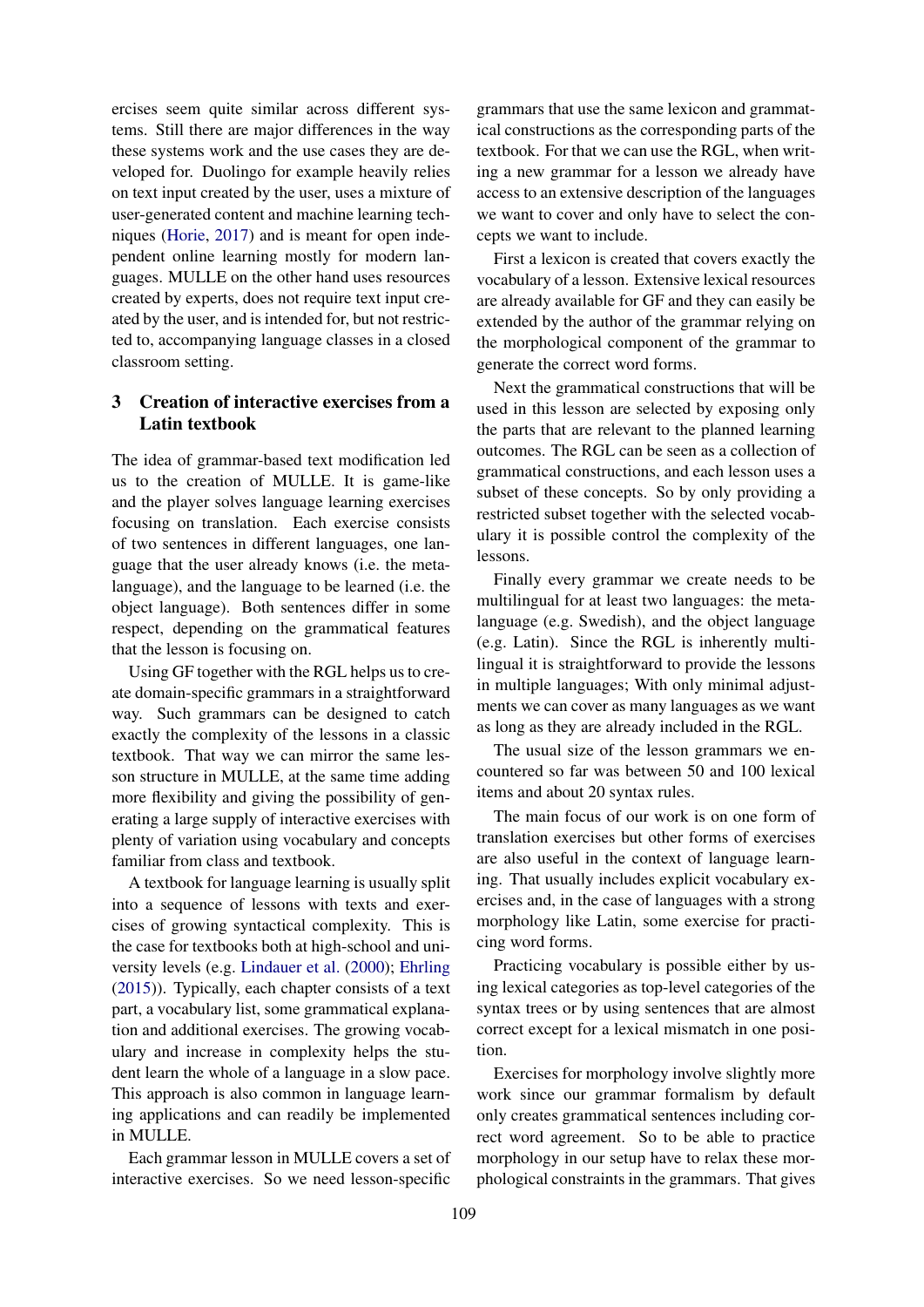ercises seem quite similar across different systems. Still there are major differences in the way these systems work and the use cases they are developed for. Duolingo for example heavily relies on text input created by the user, uses a mixture of user-generated content and machine learning techniques (Horie, 2017) and is meant for open independent online learning mostly for modern languages. MULLE on the other hand uses resources created by experts, does not require text input created by the user, and is intended for, but not restricted to, accompanying language classes in a closed classroom setting.

## 3 Creation of interactive exercises from a Latin textbook

The idea of grammar-based text modification led us to the creation of MULLE. It is game-like and the player solves language learning exercises focusing on translation. Each exercise consists of two sentences in different languages, one language that the user already knows (i.e. the metalanguage), and the language to be learned (i.e. the object language). Both sentences differ in some respect, depending on the grammatical features that the lesson is focusing on.

Using GF together with the RGL helps us to create domain-specific grammars in a straightforward way. Such grammars can be designed to catch exactly the complexity of the lessons in a classic textbook. That way we can mirror the same lesson structure in MULLE, at the same time adding more flexibility and giving the possibility of generating a large supply of interactive exercises with plenty of variation using vocabulary and concepts familiar from class and textbook.

A textbook for language learning is usually split into a sequence of lessons with texts and exercises of growing syntactical complexity. This is the case for textbooks both at high-school and university levels (e.g. Lindauer et al. (2000); Ehrling (2015)). Typically, each chapter consists of a text part, a vocabulary list, some grammatical explanation and additional exercises. The growing vocabulary and increase in complexity helps the student learn the whole of a language in a slow pace. This approach is also common in language learning applications and can readily be implemented in MULLE.

Each grammar lesson in MULLE covers a set of interactive exercises. So we need lesson-specific grammars that use the same lexicon and grammatical constructions as the corresponding parts of the textbook. For that we can use the RGL, when writing a new grammar for a lesson we already have access to an extensive description of the languages we want to cover and only have to select the concepts we want to include.

First a lexicon is created that covers exactly the vocabulary of a lesson. Extensive lexical resources are already available for GF and they can easily be extended by the author of the grammar relying on the morphological component of the grammar to generate the correct word forms.

Next the grammatical constructions that will be used in this lesson are selected by exposing only the parts that are relevant to the planned learning outcomes. The RGL can be seen as a collection of grammatical constructions, and each lesson uses a subset of these concepts. So by only providing a restricted subset together with the selected vocabulary it is possible control the complexity of the lessons.

Finally every grammar we create needs to be multilingual for at least two languages: the metalanguage (e.g. Swedish), and the object language (e.g. Latin). Since the RGL is inherently multilingual it is straightforward to provide the lessons in multiple languages; With only minimal adjustments we can cover as many languages as we want as long as they are already included in the RGL.

The usual size of the lesson grammars we encountered so far was between 50 and 100 lexical items and about 20 syntax rules.

The main focus of our work is on one form of translation exercises but other forms of exercises are also useful in the context of language learning. That usually includes explicit vocabulary exercises and, in the case of languages with a strong morphology like Latin, some exercise for practicing word forms.

Practicing vocabulary is possible either by using lexical categories as top-level categories of the syntax trees or by using sentences that are almost correct except for a lexical mismatch in one position.

Exercises for morphology involve slightly more work since our grammar formalism by default only creates grammatical sentences including correct word agreement. So to be able to practice morphology in our setup have to relax these morphological constraints in the grammars. That gives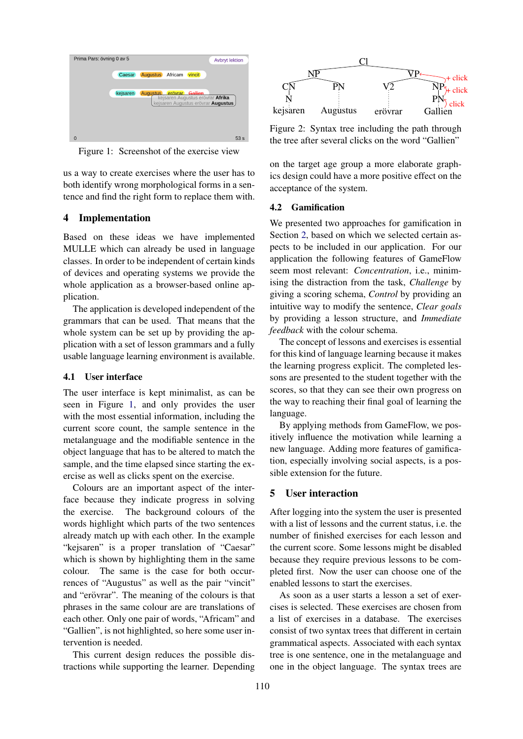Figure 1: Screenshot of the exercise view

us a way to create exercises where the user has to both identify wrong morphological forms in a sentence and find the right form to replace them with.

## 4 Implementation

Based on these ideas we have implemented MULLE which can already be used in language classes. In order to be independent of certain kinds of devices and operating systems we provide the whole application as a browser-based online application.

The application is developed independent of the grammars that can be used. That means that the whole system can be set up by providing the application with a set of lesson grammars and a fully usable language learning environment is available.

### 4.1 User interface

The user interface is kept minimalist, as can be seen in Figure 1, and only provides the user with the most essential information, including the current score count, the sample sentence in the metalanguage and the modifiable sentence in the object language that has to be altered to match the sample, and the time elapsed since starting the exercise as well as clicks spent on the exercise.

Colours are an important aspect of the interface because they indicate progress in solving the exercise. The background colours of the words highlight which parts of the two sentences already match up with each other. In the example "kejsaren" is a proper translation of "Caesar" which is shown by highlighting them in the same colour. The same is the case for both occurrences of "Augustus" as well as the pair "vincit" and "erövrar". The meaning of the colours is that phrases in the same colour are are translations of each other. Only one pair of words, "Africam" and "Gallien", is not highlighted, so here some user intervention is needed.

This current design reduces the possible distractions while supporting the learner. Depending on the target age group a more elaborate graphics design could have a more positive effect on the acceptance of the system.

Figure 2: Syntax tree including the path through the tree after several clicks on the word "Gallien"

### 4.2 Gamification

We presented two approaches for gamification in Section 2, based on which we selected certain aspects to be included in our application. For our application the following features of GameFlow seem most relevant: *Concentration*, i.e., minimising the distraction from the task, *Challenge* by giving a scoring schema, *Control* by providing an intuitive way to modify the sentence, *Clear goals* by providing a lesson structure, and *Immediate feedback* with the colour schema.

The concept of lessons and exercises is essential for this kind of language learning because it makes the learning progress explicit. The completed lessons are presented to the student together with the scores, so that they can see their own progress on the way to reaching their final goal of learning the language.

By applying methods from GameFlow, we positively influence the motivation while learning a new language. Adding more features of gamification, especially involving social aspects, is a possible extension for the future.

## 5 User interaction

After logging into the system the user is presented with a list of lessons and the current status, i.e. the number of finished exercises for each lesson and the current score. Some lessons might be disabled because they require previous lessons to be completed first. Now the user can choose one of the enabled lessons to start the exercises.

As soon as a user starts a lesson a set of exercises is selected. These exercises are chosen from a list of exercises in a database. The exercises consist of two syntax trees that different in certain grammatical aspects. Associated with each syntax tree is one sentence, one in the metalanguage and one in the object language. The syntax trees are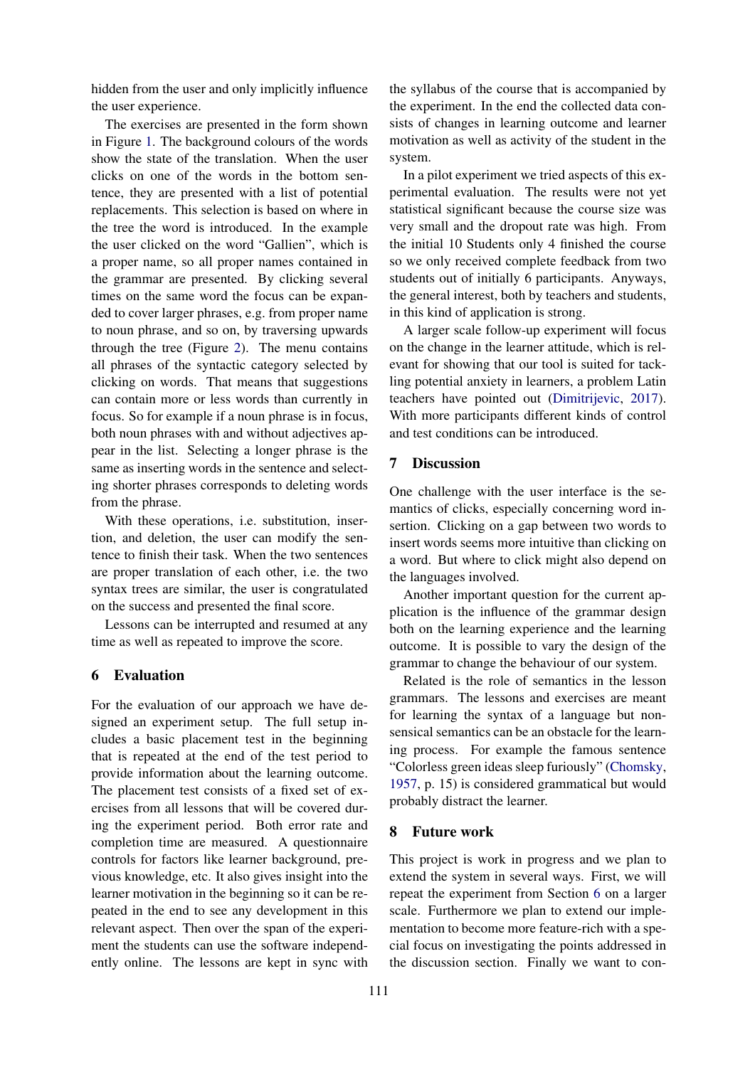hidden from the user and only implicitly influence the user experience.

The exercises are presented in the form shown in Figure 1. The background colours of the words show the state of the translation. When the user clicks on one of the words in the bottom sentence, they are presented with a list of potential replacements. This selection is based on where in the tree the word is introduced. In the example the user clicked on the word "Gallien", which is a proper name, so all proper names contained in the grammar are presented. By clicking several times on the same word the focus can be expanded to cover larger phrases, e.g. from proper name to noun phrase, and so on, by traversing upwards through the tree (Figure 2). The menu contains all phrases of the syntactic category selected by clicking on words. That means that suggestions can contain more or less words than currently in focus. So for example if a noun phrase is in focus, both noun phrases with and without adjectives appear in the list. Selecting a longer phrase is the same as inserting words in the sentence and selecting shorter phrases corresponds to deleting words from the phrase.

With these operations, i.e. substitution, insertion, and deletion, the user can modify the sentence to finish their task. When the two sentences are proper translation of each other, i.e. the two syntax trees are similar, the user is congratulated on the success and presented the final score.

Lessons can be interrupted and resumed at any time as well as repeated to improve the score.

## 6 Evaluation

For the evaluation of our approach we have designed an experiment setup. The full setup includes a basic placement test in the beginning that is repeated at the end of the test period to provide information about the learning outcome. The placement test consists of a fixed set of exercises from all lessons that will be covered during the experiment period. Both error rate and completion time are measured. A questionnaire controls for factors like learner background, previous knowledge, etc. It also gives insight into the learner motivation in the beginning so it can be repeated in the end to see any development in this relevant aspect. Then over the span of the experiment the students can use the software independently online. The lessons are kept in sync with the syllabus of the course that is accompanied by the experiment. In the end the collected data consists of changes in learning outcome and learner motivation as well as activity of the student in the system.

In a pilot experiment we tried aspects of this experimental evaluation. The results were not yet statistical significant because the course size was very small and the dropout rate was high. From the initial 10 Students only 4 finished the course so we only received complete feedback from two students out of initially 6 participants. Anyways, the general interest, both by teachers and students, in this kind of application is strong.

A larger scale follow-up experiment will focus on the change in the learner attitude, which is relevant for showing that our tool is suited for tackling potential anxiety in learners, a problem Latin teachers have pointed out (Dimitrijevic, 2017). With more participants different kinds of control and test conditions can be introduced.

## 7 Discussion

One challenge with the user interface is the semantics of clicks, especially concerning word insertion. Clicking on a gap between two words to insert words seems more intuitive than clicking on a word. But where to click might also depend on the languages involved.

Another important question for the current application is the influence of the grammar design both on the learning experience and the learning outcome. It is possible to vary the design of the grammar to change the behaviour of our system.

Related is the role of semantics in the lesson grammars. The lessons and exercises are meant for learning the syntax of a language but nonsensical semantics can be an obstacle for the learning process. For example the famous sentence "Colorless green ideas sleep furiously" (Chomsky, 1957, p. 15) is considered grammatical but would probably distract the learner.

## 8 Future work

This project is work in progress and we plan to extend the system in several ways. First, we will repeat the experiment from Section 6 on a larger scale. Furthermore we plan to extend our implementation to become more feature-rich with a special focus on investigating the points addressed in the discussion section. Finally we want to con-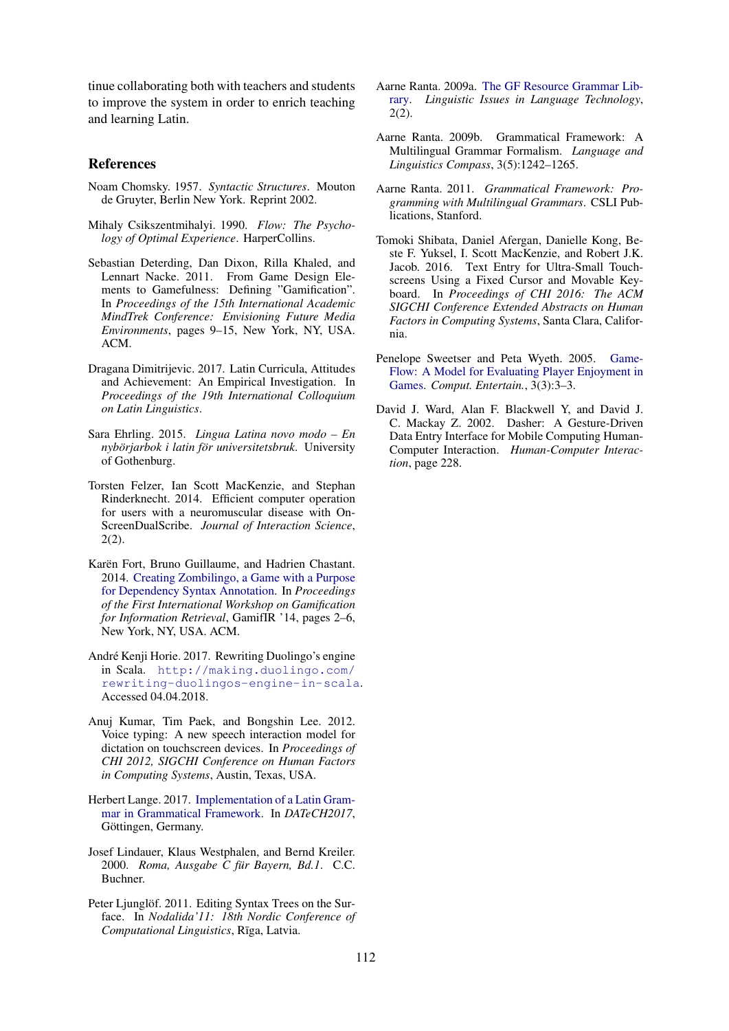tinue collaborating both with teachers and students to improve the system in order to enrich teaching and learning Latin.

## References

Noam Chomsky. 1957. *Syntactic Structures*. Mouton de Gruyter, Berlin New York. Reprint 2002.

Mihaly Csikszentmihalyi. 1990. *Flow: The Psychology of Optimal Experience*. HarperCollins.

Sebastian Deterding, Dan Dixon, Rilla Khaled, and Lennart Nacke. 2011. From Game Design Elements to Gamefulness: Defining "Gamification". In *Proceedings of the 15th International Academic MindTrek Conference: Envisioning Future Media Environments*, pages 9–15, New York, NY, USA. ACM.

Dragana Dimitrijevic. 2017. Latin Curricula, Attitudes and Achievement: An Empirical Investigation. In *Proceedings of the 19th International Colloquium on Latin Linguistics*.

Sara Ehrling. 2015. *Lingua Latina novo modo – En nybörjarbok i latin för universitetsbruk*. University of Gothenburg.

Torsten Felzer, Ian Scott MacKenzie, and Stephan Rinderknecht. 2014. Efficient computer operation for users with a neuromuscular disease with OnScreenDualScribe. *Journal of Interaction Science*, 2(2).

Karën Fort, Bruno Guillaume, and Hadrien Chastant. 2014. Creating Zombilingo, a Game with a Purpose for Dependency Syntax Annotation. In *Proceedings of the First International Workshop on Gamification for Information Retrieval*, GamifIR '14, pages 2–6, New York, NY, USA. ACM.

André Kenji Horie. 2017. Rewriting Duolingo's engine in Scala. `http://making.duolingo.com/rewriting-duolingos-engine-in-scala`. Accessed 04.04.2018.

Anuj Kumar, Tim Paek, and Bongshin Lee. 2012. Voice typing: A new speech interaction model for dictation on touchscreen devices. In *Proceedings of CHI 2012, SIGCHI Conference on Human Factors in Computing Systems*, Austin, Texas, USA.

Herbert Lange. 2017. Implementation of a Latin Grammar in Grammatical Framework. In *DATeCH2017*, Göttingen, Germany.

Josef Lindauer, Klaus Westphalen, and Bernd Kreiler. 2000. *Roma, Ausgabe C für Bayern, Bd.1*. C.C. Buchner.

Peter Ljunglöf. 2011. Editing Syntax Trees on the Surface. In *Nodalida'11: 18th Nordic Conference of Computational Linguistics*, Rīga, Latvia.

Aarne Ranta. 2009a. The GF Resource Grammar Library. *Linguistic Issues in Language Technology*, 2(2).

Aarne Ranta. 2009b. Grammatical Framework: A Multilingual Grammar Formalism. *Language and Linguistics Compass*, 3(5):1242–1265.

Aarne Ranta. 2011. *Grammatical Framework: Programming with Multilingual Grammars*. CSLI Publications, Stanford.

Tomoki Shibata, Daniel Afergan, Danielle Kong, Beste F. Yuksel, I. Scott MacKenzie, and Robert J.K. Jacob. 2016. Text Entry for Ultra-Small Touchscreens Using a Fixed Cursor and Movable Keyboard. In *Proceedings of CHI 2016: The ACM SIGCHI Conference Extended Abstracts on Human Factors in Computing Systems*, Santa Clara, California.

Penelope Sweetser and Peta Wyeth. 2005. GameFlow: A Model for Evaluating Player Enjoyment in Games. *Comput. Entertain.*, 3(3):3–3.

David J. Ward, Alan F. Blackwell Y, and David J. C. Mackay Z. 2002. Dasher: A Gesture-Driven Data Entry Interface for Mobile Computing Human-Computer Interaction. *Human-Computer Interaction*, page 228.